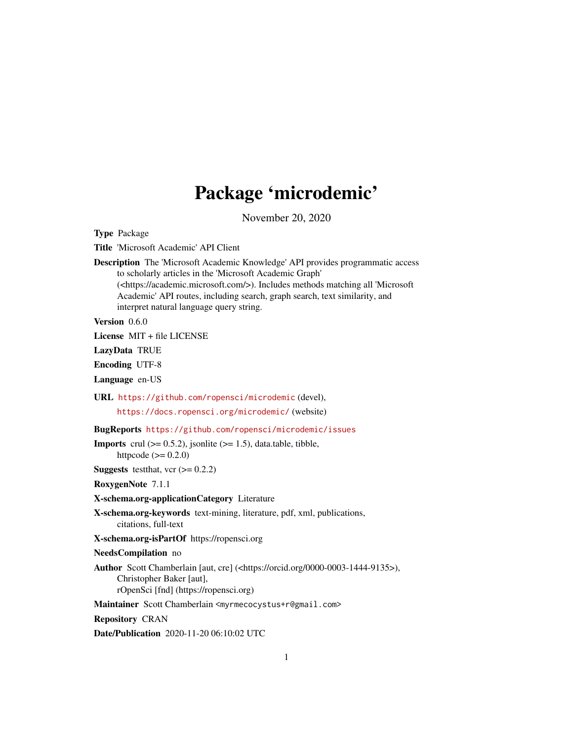# Package 'microdemic'

November 20, 2020

**Type** Package

**Title** 'Microsoft Academic' API Client

**Description** The 'Microsoft Academic Knowledge' API provides programmatic access to scholarly articles in the 'Microsoft Academic Graph' (<https://academic.microsoft.com/>). Includes methods matching all 'Microsoft Academic' API routes, including search, graph search, text similarity, and interpret natural language query string.

**Version** 0.6.0

**License** MIT + file LICENSE

**LazyData** TRUE

**Encoding** UTF-8

**Language** en-US

**URL** https://github.com/ropensci/microdemic (devel), https://docs.ropensci.org/microdemic/ (website)

**BugReports** https://github.com/ropensci/microdemic/issues

**Imports** crul (>= 0.5.2), jsonlite (>= 1.5), data.table, tibble, httpcode (>= 0.2.0)

**Suggests** testthat, vcr (>= 0.2.2)

**RoxygenNote** 7.1.1

**X-schema.org-applicationCategory** Literature

**X-schema.org-keywords** text-mining, literature, pdf, xml, publications, citations, full-text

**X-schema.org-isPartOf** https://ropensci.org

**NeedsCompilation** no

**Author** Scott Chamberlain [aut, cre] (<https://orcid.org/0000-0003-1444-9135>), Christopher Baker [aut], rOpenSci [fnd] (https://ropensci.org)

**Maintainer** Scott Chamberlain <myrmecocystus+r@gmail.com>

**Repository** CRAN

**Date/Publication** 2020-11-20 06:10:02 UTC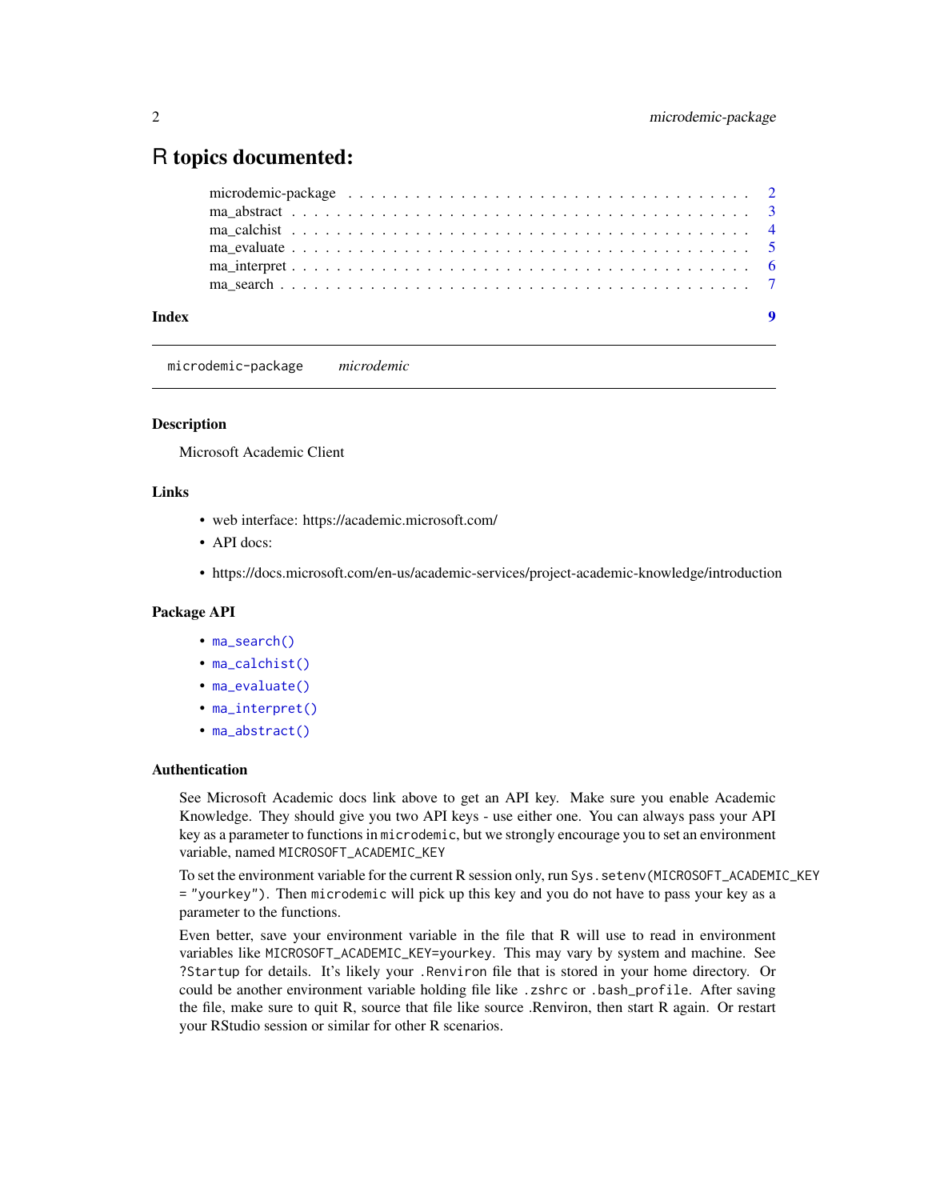# R topics documented:

| | |
|---|---|
| microdemic-package | 2 |
| ma_abstract | 3 |
| ma_calchist | 4 |
| ma_evaluate | 5 |
| ma_interpret | 6 |
| ma_search | 7 |
| **Index** | **9** |

---

`microdemic-package` *microdemic*

---

### Description

Microsoft Academic Client

### Links

- web interface: https://academic.microsoft.com/
- API docs:
- https://docs.microsoft.com/en-us/academic-services/project-academic-knowledge/introduction

### Package API

- `ma_search()`
- `ma_calchist()`
- `ma_evaluate()`
- `ma_interpret()`
- `ma_abstract()`

### Authentication

See Microsoft Academic docs link above to get an API key. Make sure you enable Academic Knowledge. They should give you two API keys - use either one. You can always pass your API key as a parameter to functions in `microdemic`, but we strongly encourage you to set an environment variable, named `MICROSOFT_ACADEMIC_KEY`

To set the environment variable for the current R session only, run `Sys.setenv(MICROSOFT_ACADEMIC_KEY = "yourkey")`. Then `microdemic` will pick up this key and you do not have to pass your key as a parameter to the functions.

Even better, save your environment variable in the file that R will use to read in environment variables like `MICROSOFT_ACADEMIC_KEY=yourkey`. This may vary by system and machine. See `?Startup` for details. It's likely your `.Renviron` file that is stored in your home directory. Or could be another environment variable holding file like `.zshrc` or `.bash_profile`. After saving the file, make sure to quit R, source that file like source .Renviron, then start R again. Or restart your RStudio session or similar for other R scenarios.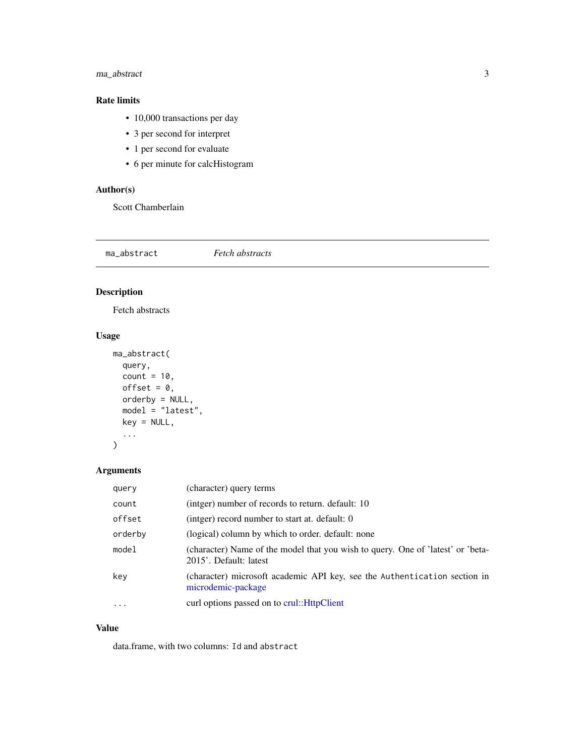### Rate limits

- 10,000 transactions per day
- 3 per second for interpret
- 1 per second for evaluate
- 6 per minute for calcHistogram

### Author(s)

Scott Chamberlain

---

## `ma_abstract` *Fetch abstracts*

---

### Description

Fetch abstracts

### Usage

```
ma_abstract(
  query,
  count = 10,
  offset = 0,
  orderby = NULL,
  model = "latest",
  key = NULL,
  ...
)
```

### Arguments

| | |
|---|---|
| `query` | (character) query terms |
| `count` | (intger) number of records to return. default: 10 |
| `offset` | (intger) record number to start at. default: 0 |
| `orderby` | (logical) column by which to order. default: none |
| `model` | (character) Name of the model that you wish to query. One of 'latest' or 'beta-2015'. Default: latest |
| `key` | (character) microsoft academic API key, see the `Authentication` section in microdemic-package |
| `...` | curl options passed on to crul::HttpClient |

### Value

data.frame, with two columns: `Id` and `abstract`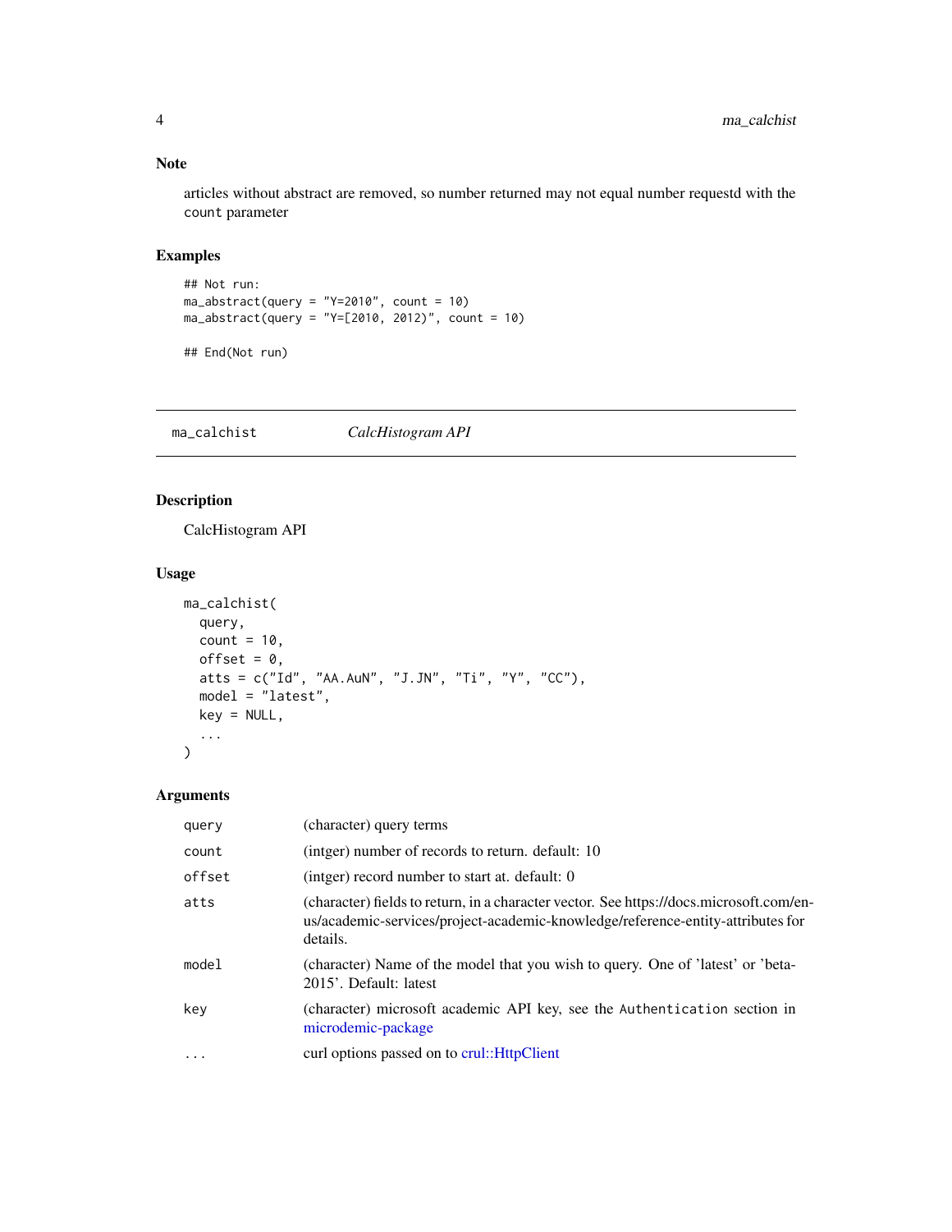### Note

articles without abstract are removed, so number returned may not equal number requestd with the `count` parameter

### Examples

```
## Not run:
ma_abstract(query = "Y=2010", count = 10)
ma_abstract(query = "Y=[2010, 2012)", count = 10)

## End(Not run)
```

---

## ma_calchist — *CalcHistogram API*

---

### Description

CalcHistogram API

### Usage

```
ma_calchist(
  query,
  count = 10,
  offset = 0,
  atts = c("Id", "AA.AuN", "J.JN", "Ti", "Y", "CC"),
  model = "latest",
  key = NULL,
  ...
)
```

### Arguments

| Argument | Description |
|---|---|
| `query` | (character) query terms |
| `count` | (intger) number of records to return. default: 10 |
| `offset` | (intger) record number to start at. default: 0 |
| `atts` | (character) fields to return, in a character vector. See https://docs.microsoft.com/en-us/academic-services/project-academic-knowledge/reference-entity-attributes for details. |
| `model` | (character) Name of the model that you wish to query. One of 'latest' or 'beta-2015'. Default: latest |
| `key` | (character) microsoft academic API key, see the `Authentication` section in microdemic-package |
| `...` | curl options passed on to crul::HttpClient |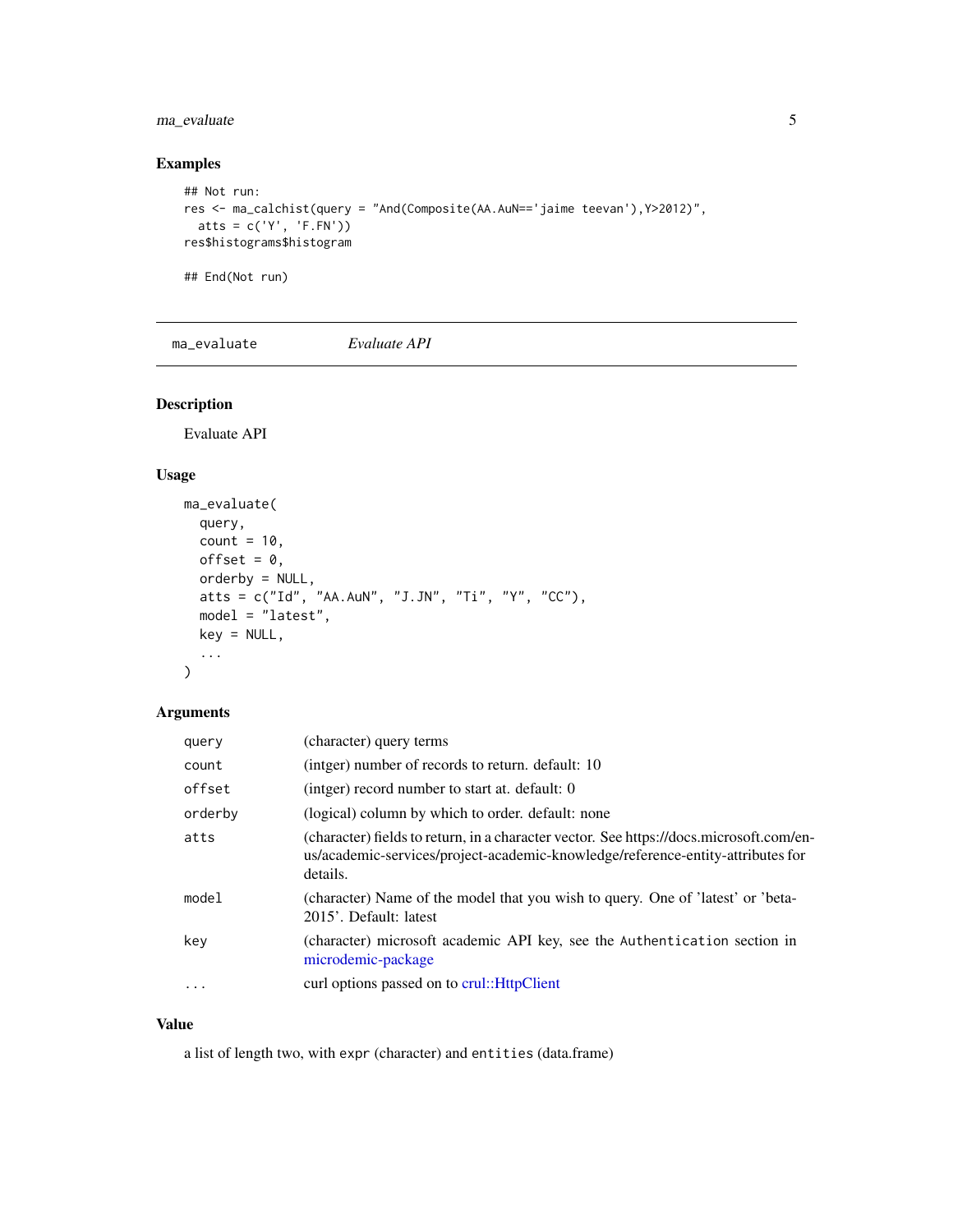## Examples

```
## Not run:
res <- ma_calchist(query = "And(Composite(AA.AuN=='jaime teevan'),Y>2012)",
  atts = c('Y', 'F.FN'))
res$histograms$histogram

## End(Not run)
```

---

`ma_evaluate` *Evaluate API*

---

## Description

Evaluate API

## Usage

```
ma_evaluate(
  query,
  count = 10,
  offset = 0,
  orderby = NULL,
  atts = c("Id", "AA.AuN", "J.JN", "Ti", "Y", "CC"),
  model = "latest",
  key = NULL,
  ...
)
```

## Arguments

| | |
|---|---|
| `query` | (character) query terms |
| `count` | (intger) number of records to return. default: 10 |
| `offset` | (intger) record number to start at. default: 0 |
| `orderby` | (logical) column by which to order. default: none |
| `atts` | (character) fields to return, in a character vector. See https://docs.microsoft.com/en-us/academic-services/project-academic-knowledge/reference-entity-attributes for details. |
| `model` | (character) Name of the model that you wish to query. One of 'latest' or 'beta-2015'. Default: latest |
| `key` | (character) microsoft academic API key, see the `Authentication` section in microdemic-package |
| `...` | curl options passed on to crul::HttpClient |

## Value

a list of length two, with `expr` (character) and `entities` (data.frame)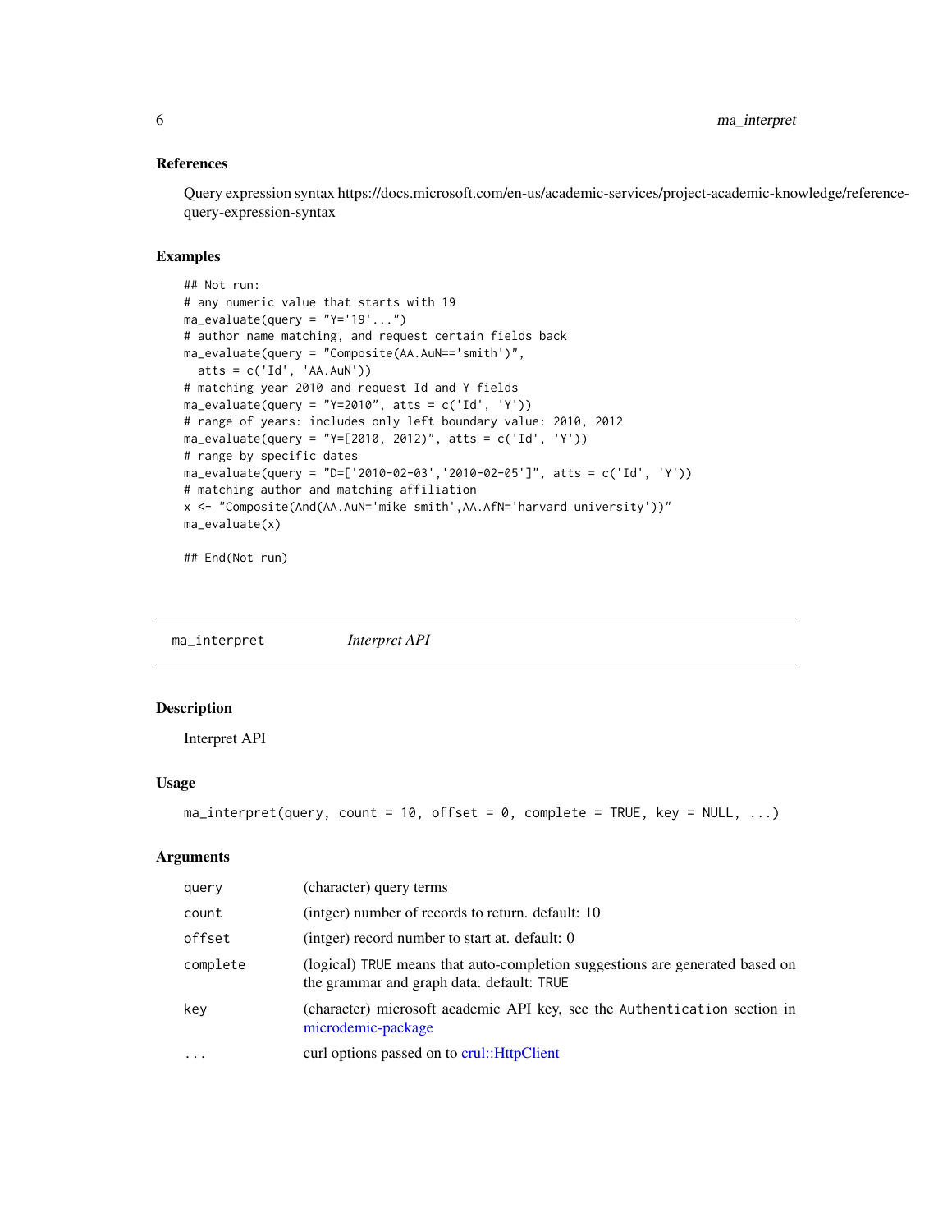### References

Query expression syntax https://docs.microsoft.com/en-us/academic-services/project-academic-knowledge/reference-query-expression-syntax

### Examples

```
## Not run:
# any numeric value that starts with 19
ma_evaluate(query = "Y='19'...")
# author name matching, and request certain fields back
ma_evaluate(query = "Composite(AA.AuN=='smith')",
  atts = c('Id', 'AA.AuN'))
# matching year 2010 and request Id and Y fields
ma_evaluate(query = "Y=2010", atts = c('Id', 'Y'))
# range of years: includes only left boundary value: 2010, 2012
ma_evaluate(query = "Y=[2010, 2012)", atts = c('Id', 'Y'))
# range by specific dates
ma_evaluate(query = "D=['2010-02-03','2010-02-05']", atts = c('Id', 'Y'))
# matching author and matching affiliation
x <- "Composite(And(AA.AuN='mike smith',AA.AfN='harvard university'))"
ma_evaluate(x)

## End(Not run)
```

---

## ma_interpret — *Interpret API*

### Description

Interpret API

### Usage

```
ma_interpret(query, count = 10, offset = 0, complete = TRUE, key = NULL, ...)
```

### Arguments

| | |
|---|---|
| `query` | (character) query terms |
| `count` | (intger) number of records to return. default: 10 |
| `offset` | (intger) record number to start at. default: 0 |
| `complete` | (logical) `TRUE` means that auto-completion suggestions are generated based on the grammar and graph data. default: `TRUE` |
| `key` | (character) microsoft academic API key, see the `Authentication` section in microdemic-package |
| `...` | curl options passed on to crul::HttpClient |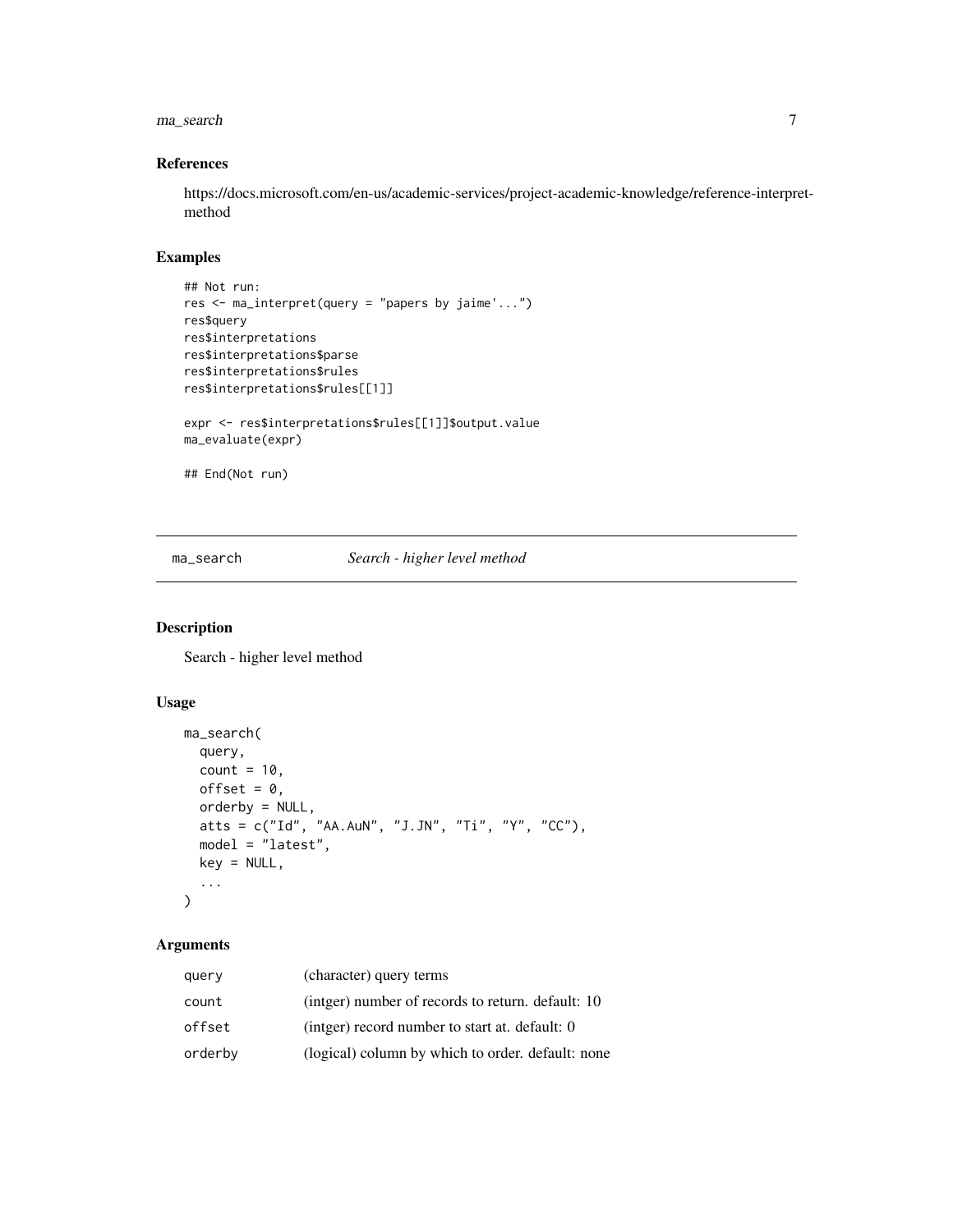### References

https://docs.microsoft.com/en-us/academic-services/project-academic-knowledge/reference-interpret-method

### Examples

```
## Not run:
res <- ma_interpret(query = "papers by jaime'...")
res$query
res$interpretations
res$interpretations$parse
res$interpretations$rules
res$interpretations$rules[[1]]

expr <- res$interpretations$rules[[1]]$output.value
ma_evaluate(expr)

## End(Not run)
```

---

## ma_search    *Search - higher level method*

### Description

Search - higher level method

### Usage

```
ma_search(
  query,
  count = 10,
  offset = 0,
  orderby = NULL,
  atts = c("Id", "AA.AuN", "J.JN", "Ti", "Y", "CC"),
  model = "latest",
  key = NULL,
  ...
)
```

### Arguments

| | |
|---|---|
| query | (character) query terms |
| count | (intger) number of records to return. default: 10 |
| offset | (intger) record number to start at. default: 0 |
| orderby | (logical) column by which to order. default: none |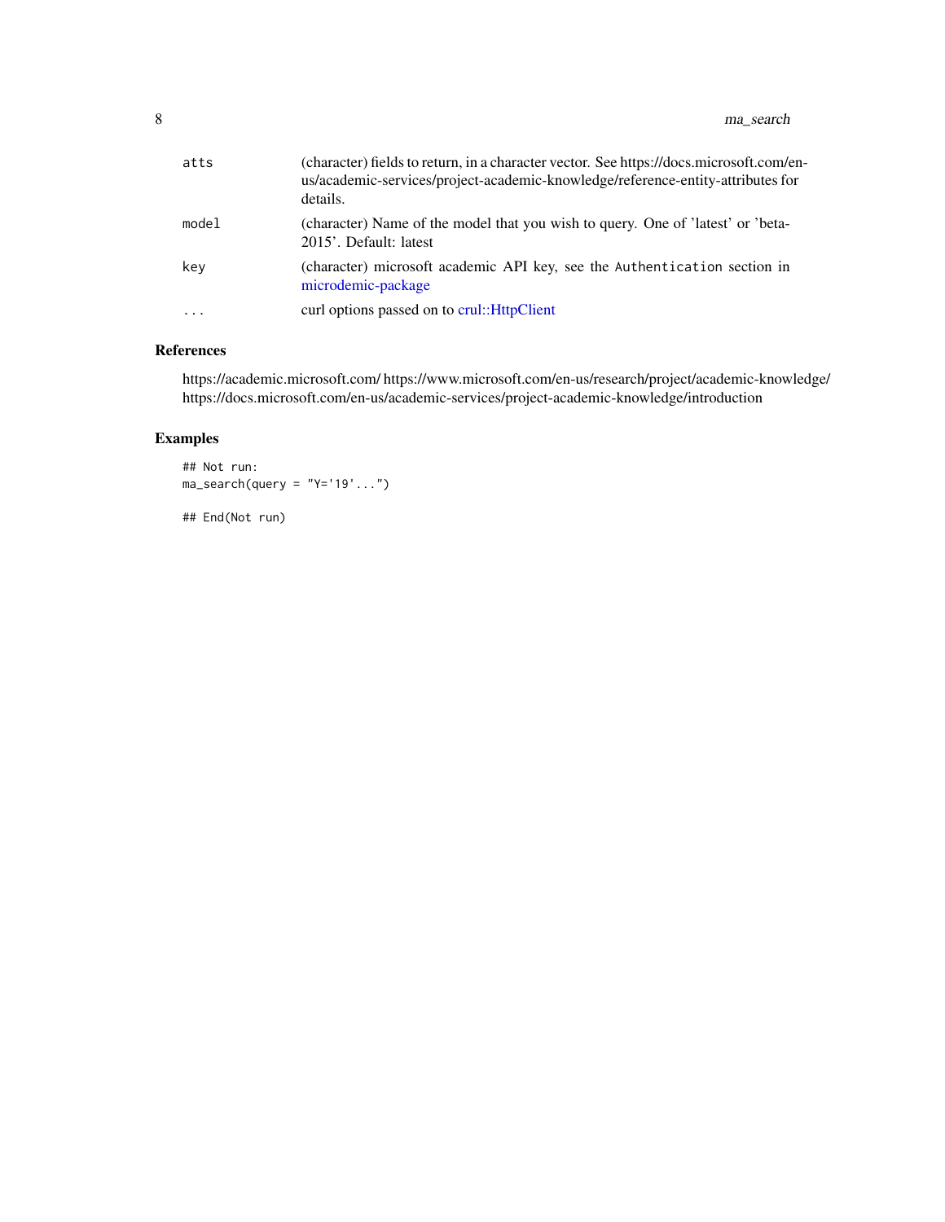| | |
|---|---|
| atts | (character) fields to return, in a character vector. See https://docs.microsoft.com/en-us/academic-services/project-academic-knowledge/reference-entity-attributes for details. |
| model | (character) Name of the model that you wish to query. One of 'latest' or 'beta-2015'. Default: latest |
| key | (character) microsoft academic API key, see the Authentication section in microdemic-package |
| ... | curl options passed on to crul::HttpClient |

### References

https://academic.microsoft.com/ https://www.microsoft.com/en-us/research/project/academic-knowledge/
https://docs.microsoft.com/en-us/academic-services/project-academic-knowledge/introduction

### Examples

```
## Not run:
ma_search(query = "Y='19'...")

## End(Not run)
```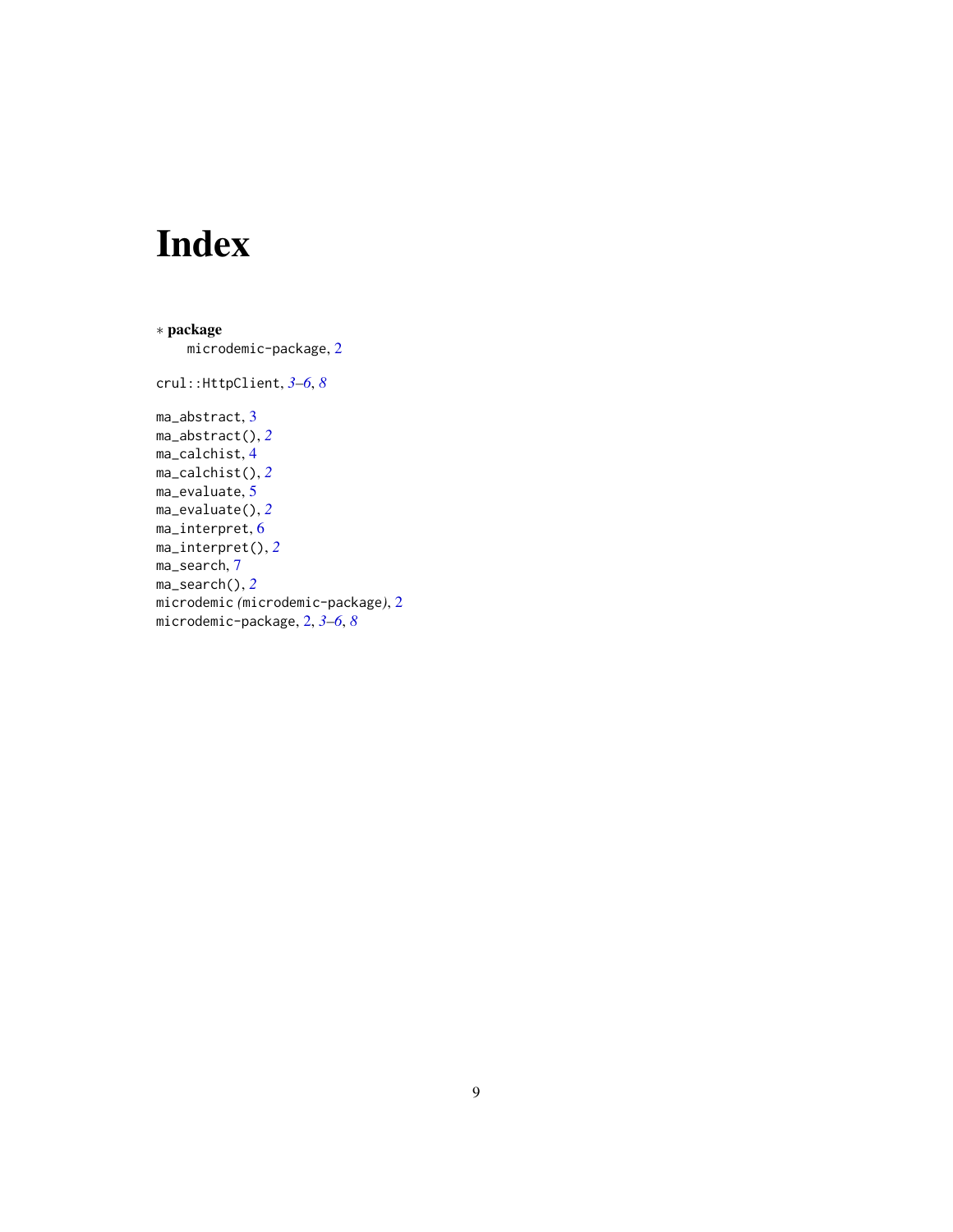# Index

∗ **package**

    microdemic-package, 2

crul::HttpClient, *3–6*, *8*

ma_abstract, 3
ma_abstract(), *2*
ma_calchist, 4
ma_calchist(), *2*
ma_evaluate, 5
ma_evaluate(), *2*
ma_interpret, 6
ma_interpret(), *2*
ma_search, 7
ma_search(), *2*
microdemic *(*microdemic-package*)*, 2
microdemic-package, 2, *3–6*, *8*